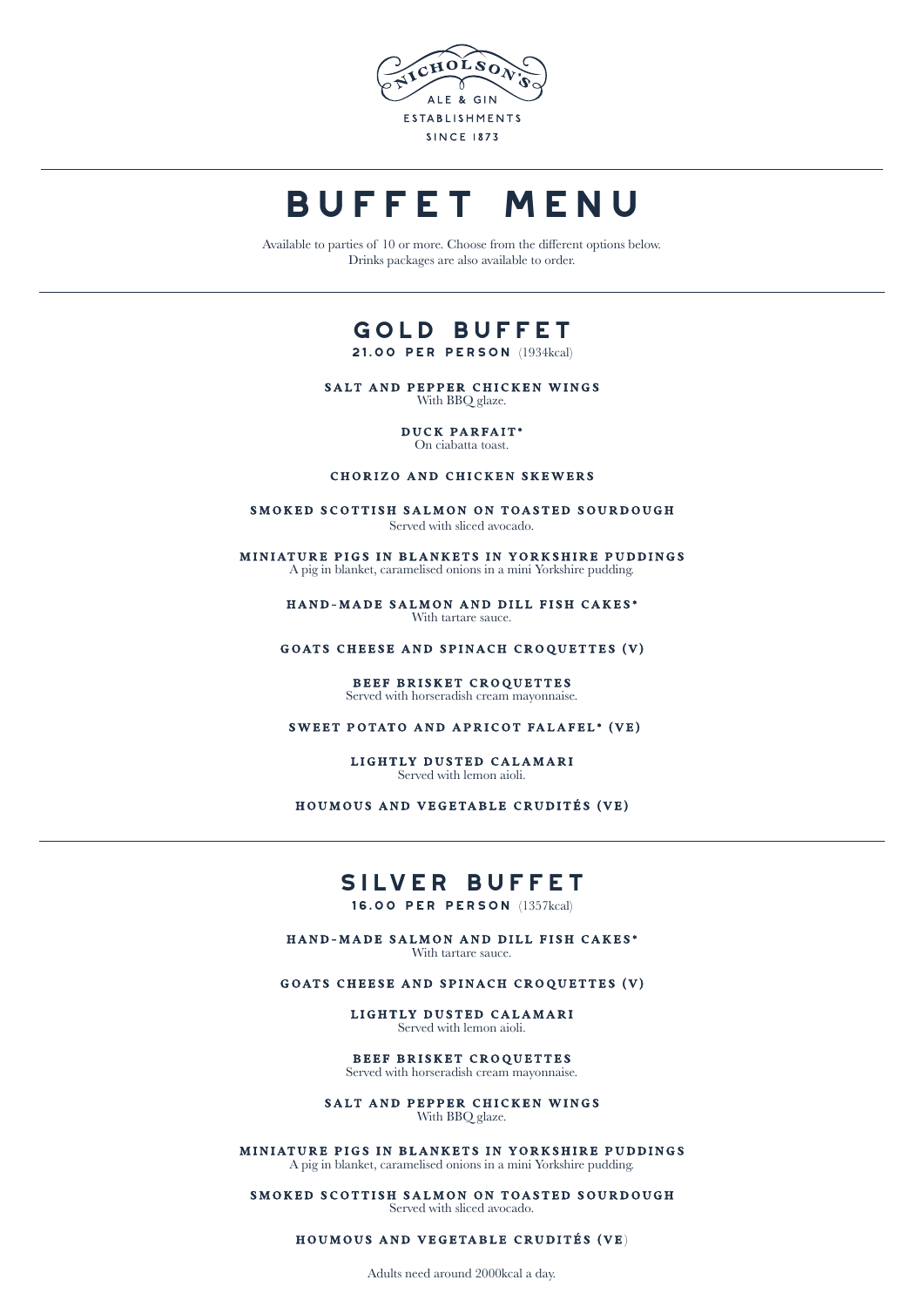NICHOLSON'S

ALE & GIN

ESTABLISHMENTS

SINCE 1873

# BUFFET MENU

Available to parties of 10 or more. Choose from the different options below.
Drinks packages are also available to order.

## GOLD BUFFET

**21.00 PER PERSON** (1934kcal)

**SALT AND PEPPER CHICKEN WINGS**
With BBQ glaze.

**DUCK PARFAIT***
On ciabatta toast.

**CHORIZO AND CHICKEN SKEWERS**

**SMOKED SCOTTISH SALMON ON TOASTED SOURDOUGH**
Served with sliced avocado.

**MINIATURE PIGS IN BLANKETS IN YORKSHIRE PUDDINGS**
A pig in blanket, caramelised onions in a mini Yorkshire pudding.

**HAND-MADE SALMON AND DILL FISH CAKES***
With tartare sauce.

**GOATS CHEESE AND SPINACH CROQUETTES (V)**

**BEEF BRISKET CROQUETTES**
Served with horseradish cream mayonnaise.

**SWEET POTATO AND APRICOT FALAFEL* (VE)**

**LIGHTLY DUSTED CALAMARI**
Served with lemon aioli.

**HOUMOUS AND VEGETABLE CRUDITÉS (VE)**

## SILVER BUFFET

**16.00 PER PERSON** (1357kcal)

**HAND-MADE SALMON AND DILL FISH CAKES***
With tartare sauce.

**GOATS CHEESE AND SPINACH CROQUETTES (V)**

**LIGHTLY DUSTED CALAMARI**
Served with lemon aioli.

**BEEF BRISKET CROQUETTES**
Served with horseradish cream mayonnaise.

**SALT AND PEPPER CHICKEN WINGS**
With BBQ glaze.

**MINIATURE PIGS IN BLANKETS IN YORKSHIRE PUDDINGS**
A pig in blanket, caramelised onions in a mini Yorkshire pudding.

**SMOKED SCOTTISH SALMON ON TOASTED SOURDOUGH**
Served with sliced avocado.

**HOUMOUS AND VEGETABLE CRUDITÉS (VE)**

Adults need around 2000kcal a day.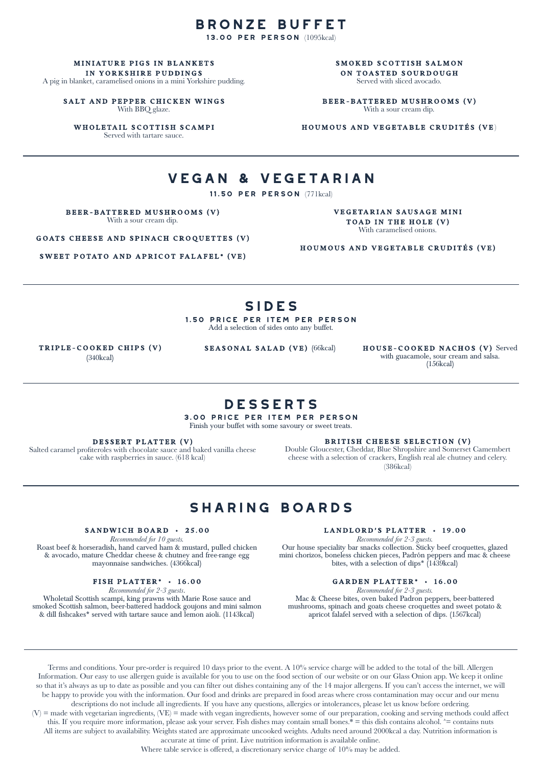# BRONZE BUFFET

**13.00 PER PERSON** (1095kcal)

### MINIATURE PIGS IN BLANKETS IN YORKSHIRE PUDDINGS

A pig in blanket, caramelised onions in a mini Yorkshire pudding.

### SALT AND PEPPER CHICKEN WINGS

With BBQ glaze.

### WHOLETAIL SCOTTISH SCAMPI

Served with tartare sauce.

### SMOKED SCOTTISH SALMON ON TOASTED SOURDOUGH

Served with sliced avocado.

### BEER-BATTERED MUSHROOMS (V)

With a sour cream dip.

### HOUMOUS AND VEGETABLE CRUDITÉS (VE)

---

# VEGAN & VEGETARIAN

**11.50 PER PERSON** (771kcal)

### BEER-BATTERED MUSHROOMS (V)

With a sour cream dip.

### GOATS CHEESE AND SPINACH CROQUETTES (V)

### SWEET POTATO AND APRICOT FALAFEL* (VE)

### VEGETARIAN SAUSAGE MINI TOAD IN THE HOLE (V)

With caramelised onions.

### HOUMOUS AND VEGETABLE CRUDITÉS (VE)

---

# SIDES

**1.50 PRICE PER ITEM PER PERSON**

Add a selection of sides onto any buffet.

### TRIPLE-COOKED CHIPS (V)

(340kcal)

### SEASONAL SALAD (VE) (66kcal)

### HOUSE-COOKED NACHOS (V)

Served with guacamole, sour cream and salsa. (156kcal)

---

# DESSERTS

**3.00 PRICE PER ITEM PER PERSON**

Finish your buffet with some savoury or sweet treats.

### DESSERT PLATTER (V)

Salted caramel profiteroles with chocolate sauce and baked vanilla cheese cake with raspberries in sauce. (618 kcal)

### BRITISH CHEESE SELECTION (V)

Double Gloucester, Cheddar, Blue Shropshire and Somerset Camembert cheese with a selection of crackers, English real ale chutney and celery. (386kcal)

---

# SHARING BOARDS

### SANDWICH BOARD • 25.00

*Recommended for 10 guests.*

Roast beef & horseradish, hand carved ham & mustard, pulled chicken & avocado, mature Cheddar cheese & chutney and free-range egg mayonnaise sandwiches. (4366kcal)

### FISH PLATTER* • 16.00

*Recommended for 2-3 guests.*

Wholetail Scottish scampi, king prawns with Marie Rose sauce and smoked Scottish salmon, beer-battered haddock goujons and mini salmon & dill fishcakes* served with tartare sauce and lemon aioli. (1143kcal)

### LANDLORD'S PLATTER • 19.00

*Recommended for 2-3 guests.*

Our house speciality bar snacks collection. Sticky beef croquettes, glazed mini chorizos, boneless chicken pieces, Padrón peppers and mac & cheese bites, with a selection of dips* (1439kcal)

### GARDEN PLATTER* • 16.00

*Recommended for 2-3 guests.*

Mac & Cheese bites, oven baked Padron peppers, beer-battered mushrooms, spinach and goats cheese croquettes and sweet potato & apricot falafel served with a selection of dips. (1567kcal)

---

Terms and conditions. Your pre-order is required 10 days prior to the event. A 10% service charge will be added to the total of the bill. Allergen Information. Our easy to use allergen guide is available for you to use on the food section of our website or on our Glass Onion app. We keep it online so that it's always as up to date as possible and you can filter out dishes containing any of the 14 major allergens. If you can't access the internet, we will be happy to provide you with the information. Our food and drinks are prepared in food areas where cross contamination may occur and our menu descriptions do not include all ingredients. If you have any questions, allergies or intolerances, please let us know before ordering. (V) = made with vegetarian ingredients, (VE) = made with vegan ingredients, however some of our preparation, cooking and serving methods could affect this. If you require more information, please ask your server. Fish dishes may contain small bones.* = this dish contains alcohol. ^= contains nuts All items are subject to availability. Weights stated are approximate uncooked weights. Adults need around 2000kcal a day. Nutrition information is accurate at time of print. Live nutrition information is available online.

Where table service is offered, a discretionary service charge of 10% may be added.